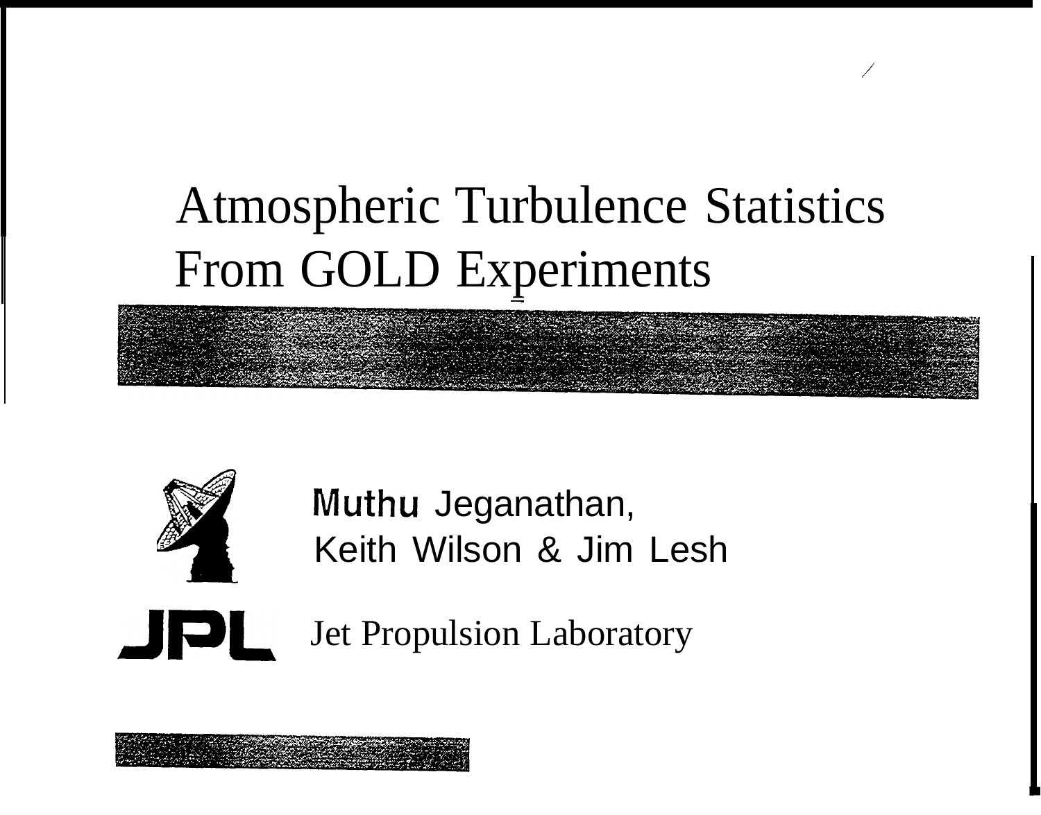# Atmospheric Turbulence Statistics From GOLD Experiments

Muthu Jeganathan,
Keith Wilson & Jim Lesh

Jet Propulsion Laboratory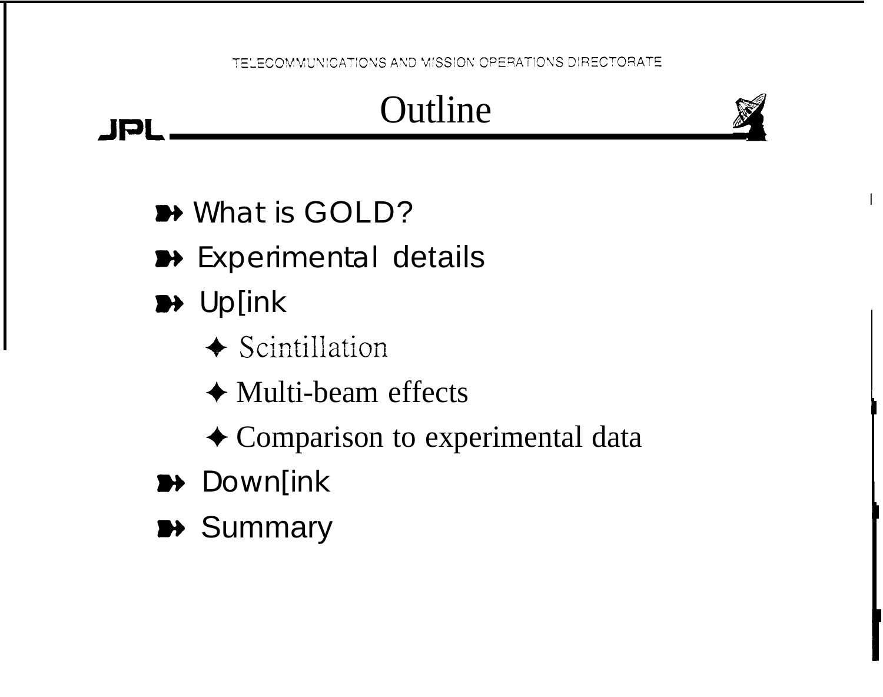# Outline

- What is GOLD?
- Experimental details
- Up[ink
  - Scintillation
  - Multi-beam effects
  - Comparison to experimental data
- Down[ink
- Summary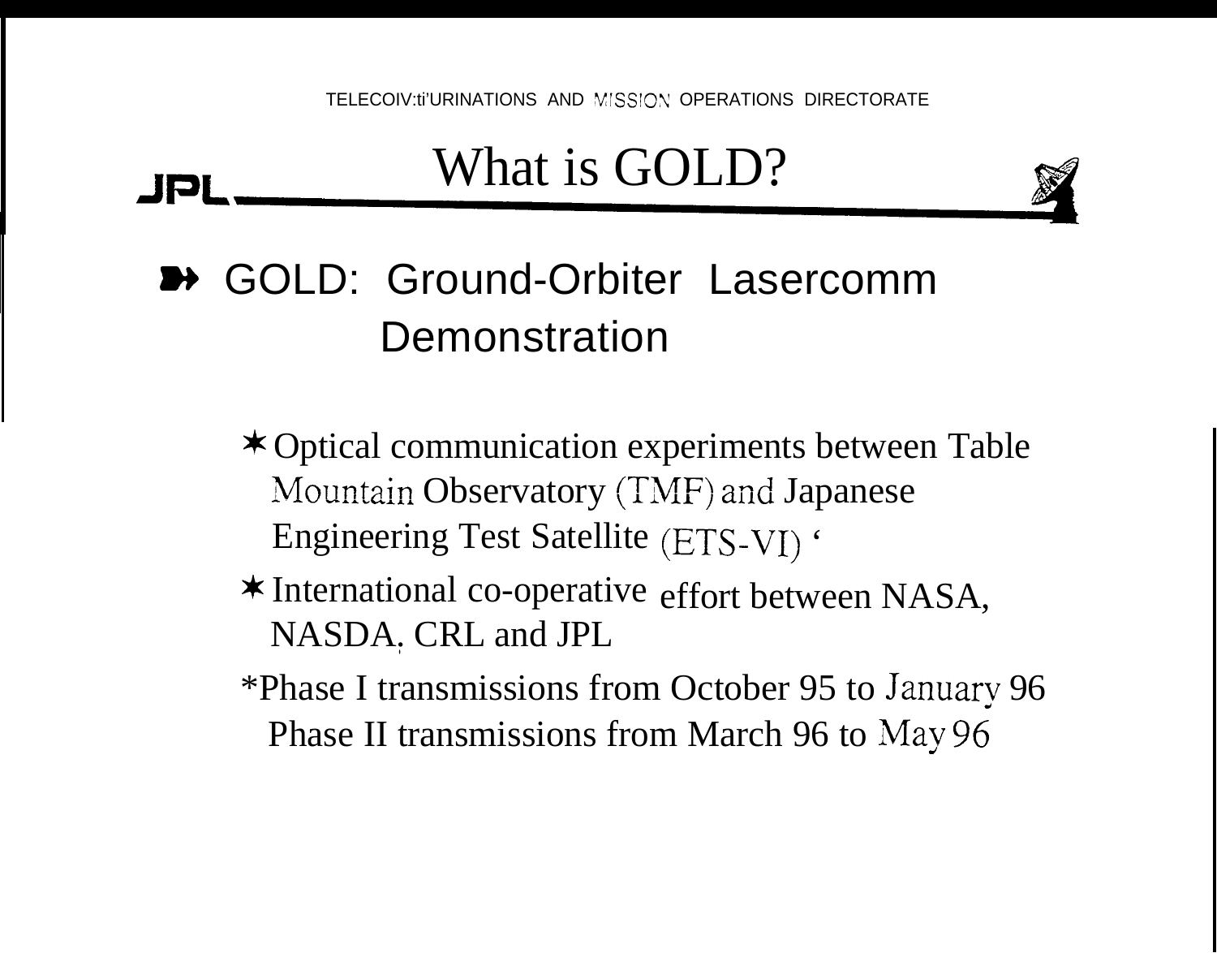# What is GOLD?

- GOLD: Ground-Orbiter Lasercomm Demonstration

  - Optical communication experiments between Table Mountain Observatory (TMF) and Japanese Engineering Test Satellite (ETS-VI)
  - International co-operative effort between NASA, NASDA, CRL and JPL
  - Phase I transmissions from October 95 to January 96
    Phase II transmissions from March 96 to May 96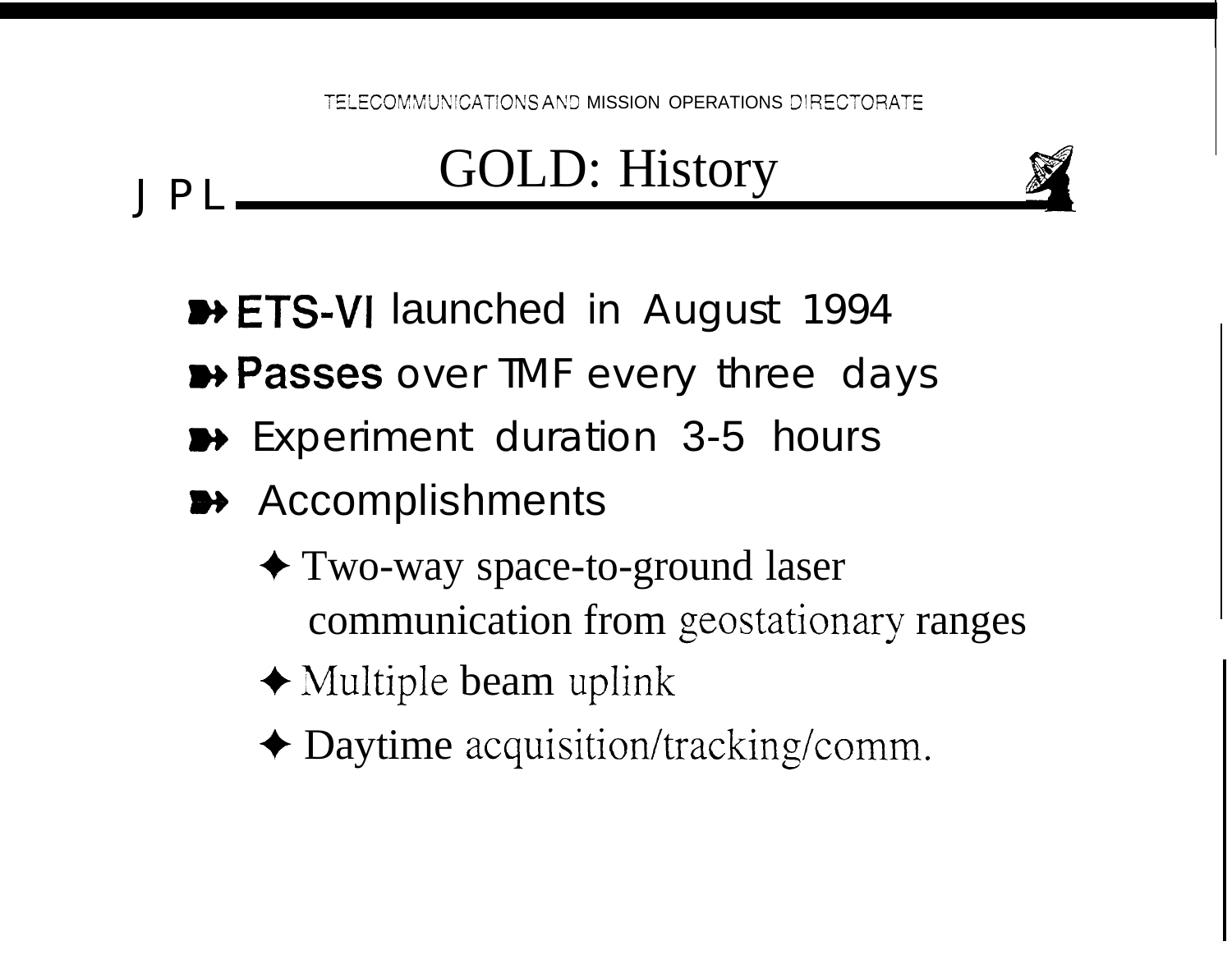# GOLD: History

- ETS-VI launched in August 1994
- Passes over TMF every three days
- Experiment duration 3-5 hours
- Accomplishments
  - Two-way space-to-ground laser communication from geostationary ranges
  - Multiple beam uplink
  - Daytime acquisition/tracking/comm.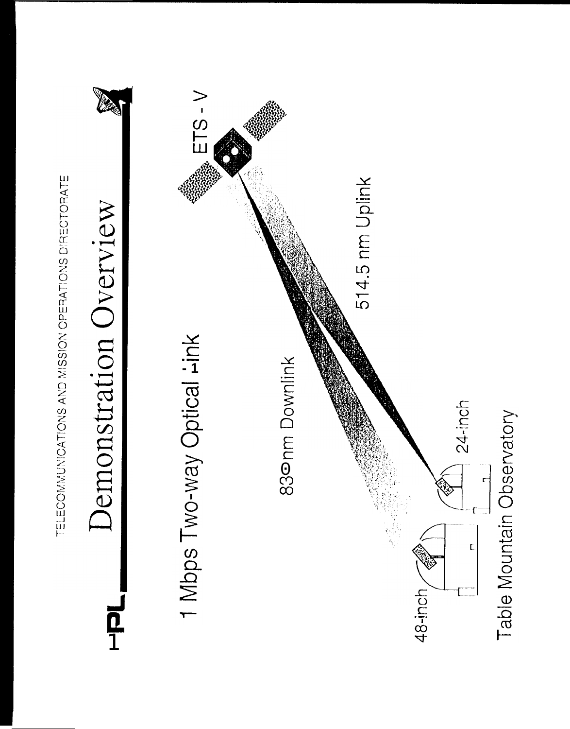JPL

TELECOMMUNICATIONS AND MISSION OPERATIONS DIRECTORATE

# Demonstration Overview

1 Mbps Two-way Optical Link

ETS - V

830nm Downlink

514.5 nm Uplink

48-inch

24-inch

Table Mountain Observatory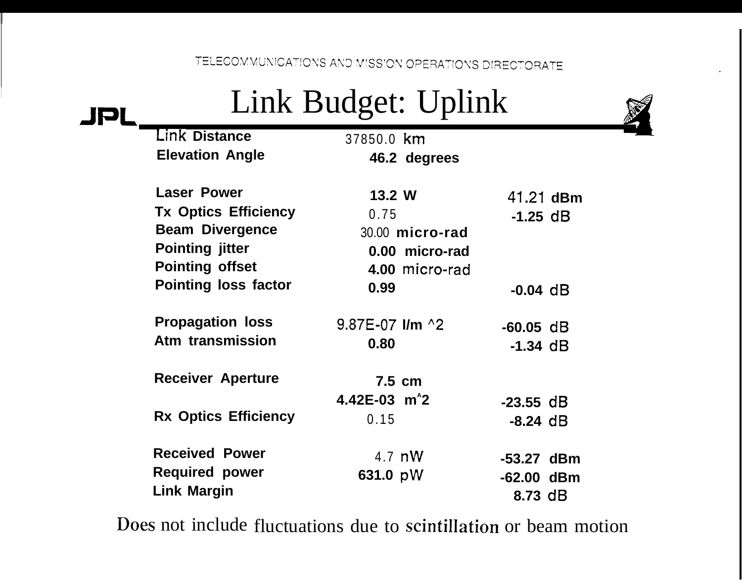TELECOMMUNICATIONS AND MISSION OPERATIONS DIRECTORATE

# Link Budget: Uplink

JPL

| | | |
|---|---|---|
| **Link Distance** | 37850.0 km | |
| **Elevation Angle** | 46.2 degrees | |
| | | |
| **Laser Power** | 13.2 W | 41.21 dBm |
| **Tx Optics Efficiency** | 0.75 | -1.25 dB |
| **Beam Divergence** | 30.00 micro-rad | |
| **Pointing jitter** | 0.00 micro-rad | |
| **Pointing offset** | 4.00 micro-rad | |
| **Pointing loss factor** | 0.99 | -0.04 dB |
| | | |
| **Propagation loss** | 9.87E-07 l/m ^2 | -60.05 dB |
| **Atm transmission** | 0.80 | -1.34 dB |
| | | |
| **Receiver Aperture** | 7.5 cm | |
| | 4.42E-03 m^2 | -23.55 dB |
| **Rx Optics Efficiency** | 0.15 | -8.24 dB |
| | | |
| **Received Power** | 4.7 nW | -53.27 dBm |
| **Required power** | 631.0 pW | -62.00 dBm |
| **Link Margin** | | 8.73 dB |

Does not include fluctuations due to scintillation or beam motion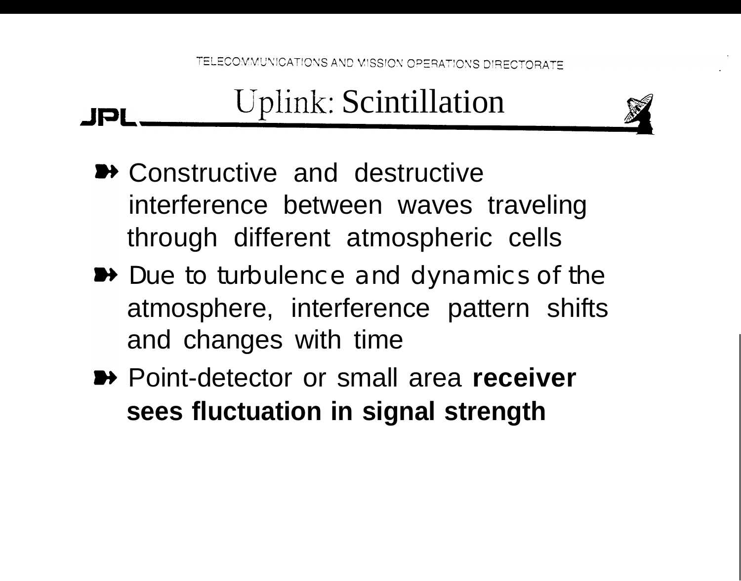# Uplink: Scintillation

- Constructive and destructive interference between waves traveling through different atmospheric cells
- Due to turbulence and dynamics of the atmosphere, interference pattern shifts and changes with time
- Point-detector or small area **receiver sees fluctuation in signal strength**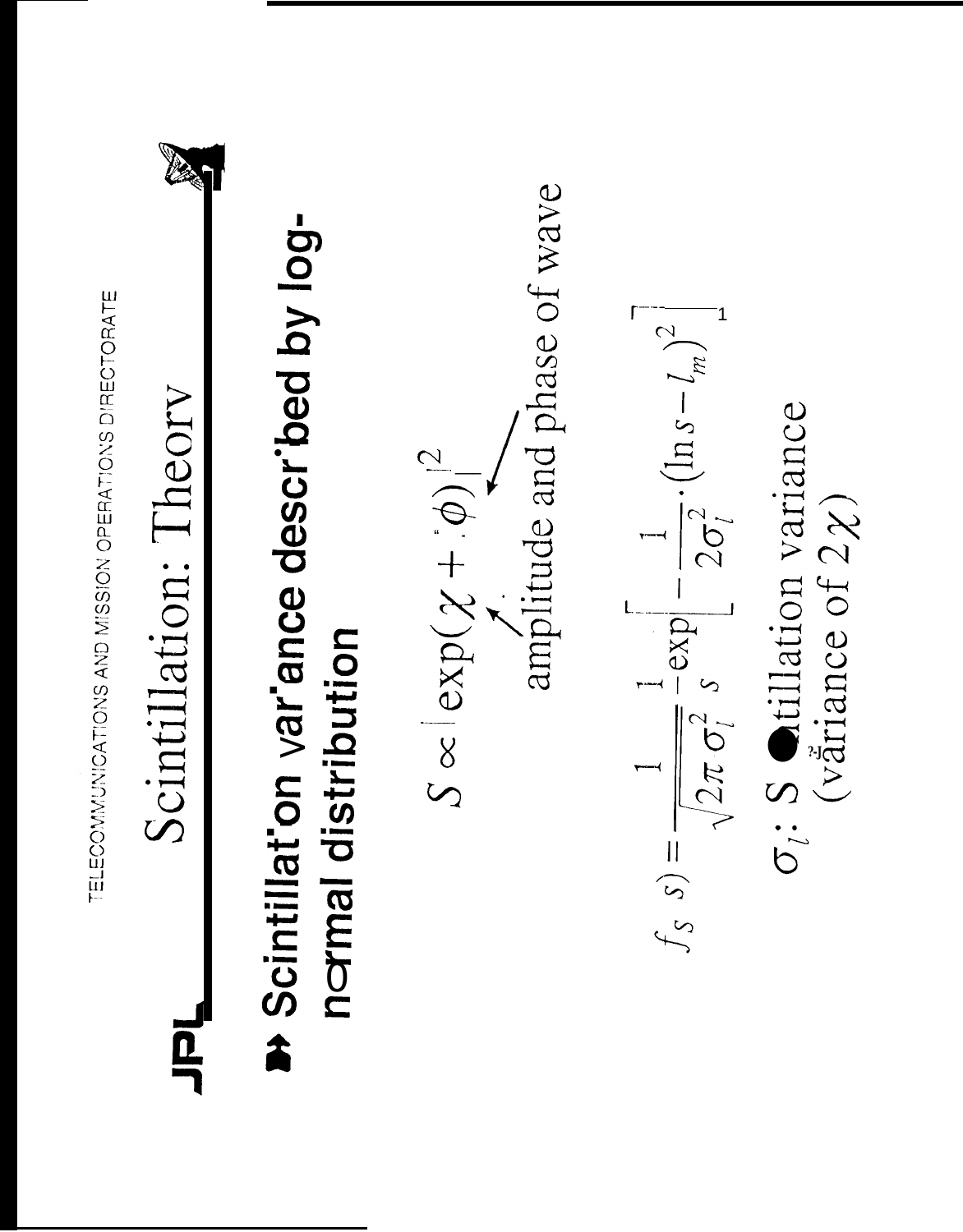# Scintillation: Theory

- **Scintillation variance described by log-normal distribution**

$$S \propto \left| \exp(\chi + i\phi) \right|^2$$

amplitude and phase of wave

$$f_S(s) = \frac{1}{\sqrt{2\pi\sigma_l^2}} \frac{1}{s} \exp\left[ -\frac{1}{2\sigma_l^2} \cdot (\ln s - l_m)^2 \right]$$

$\sigma_l$: Scintillation variance (variance of $2\chi$)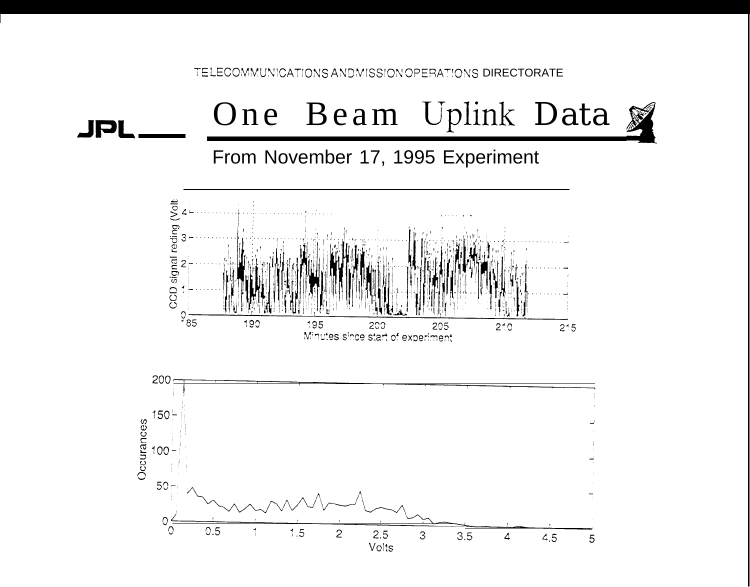TELECOMMUNICATIONS AND MISSION OPERATIONS DIRECTORATE

JPL

# One Beam Uplink Data

From November 17, 1995 Experiment

CCD signal reding (Volt)

0
1
2
3
4

185
190
195
200
205
210
215

Minutes since start of experiment

200
150
100
50
0

Occurances

0
0.5
1
1.5
2
2.5
3
3.5
4
4.5
5

Volts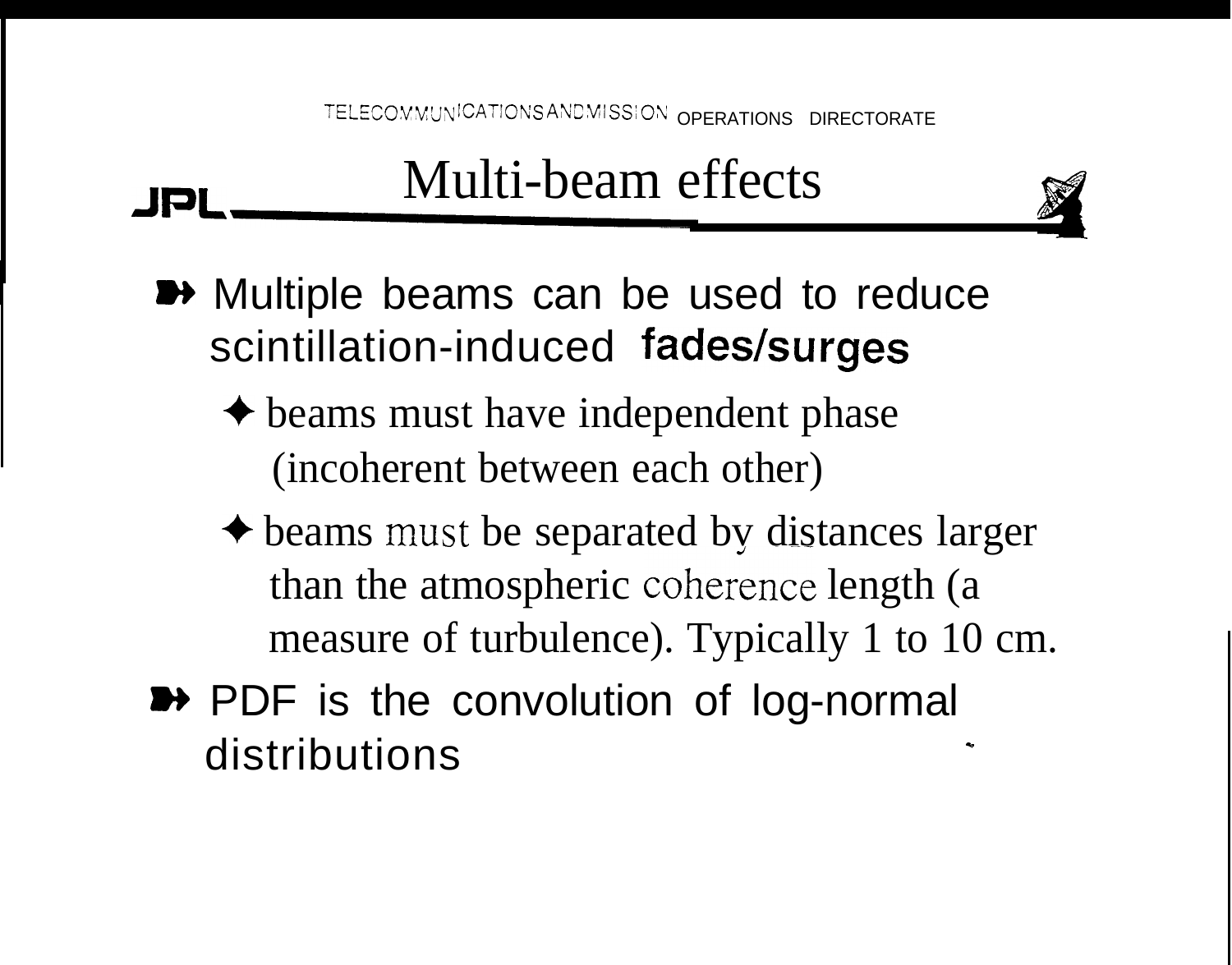# Multi-beam effects

- Multiple beams can be used to reduce scintillation-induced **fades/surges**
  - beams must have independent phase (incoherent between each other)
  - beams must be separated by distances larger than the atmospheric coherence length (a measure of turbulence). Typically 1 to 10 cm.
- PDF is the convolution of log-normal distributions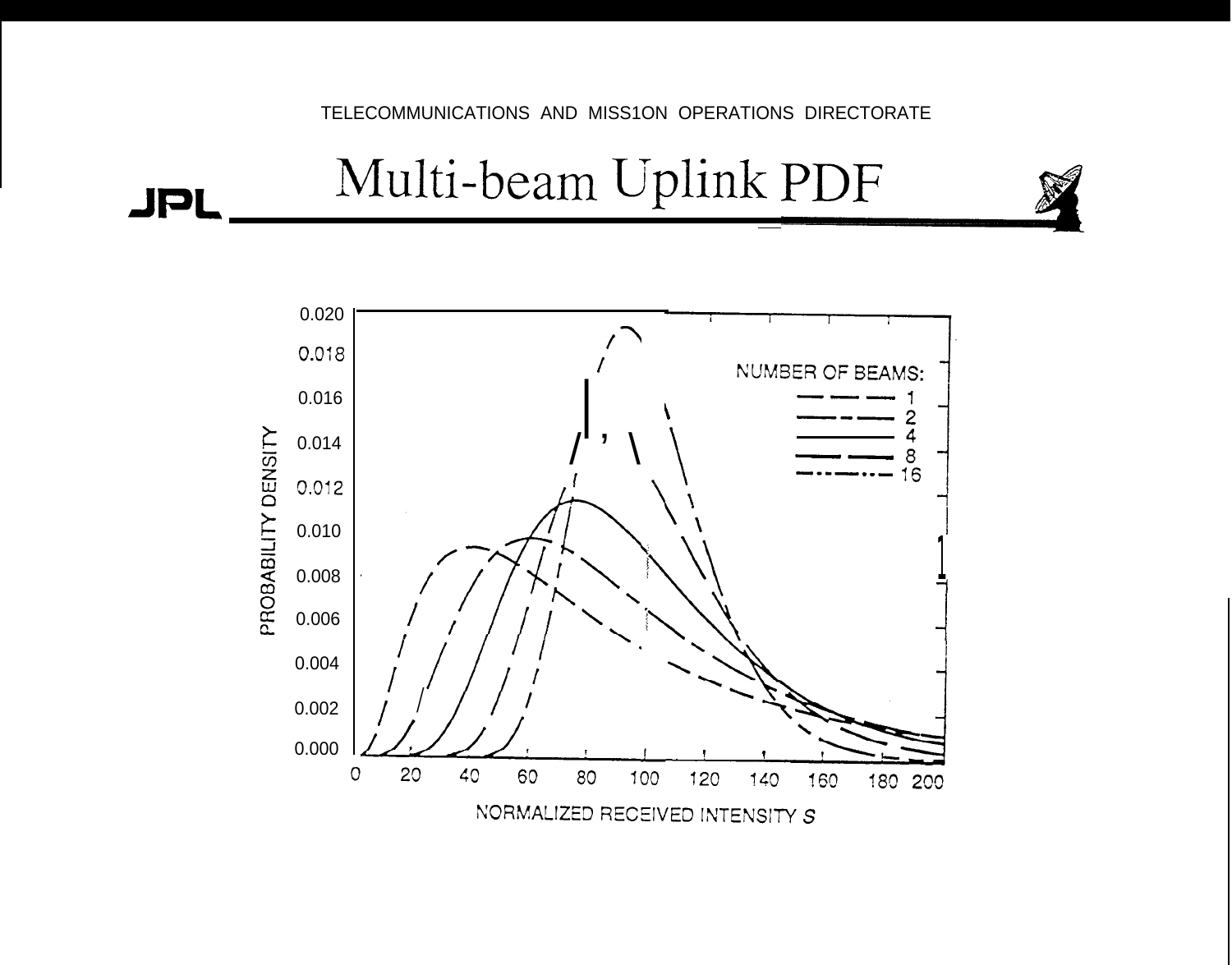# Multi-beam Uplink PDF

PROBABILITY DENSITY

0.020
0.018
0.016
0.014
0.012
0.010
0.008
0.006
0.004
0.002
0.000

NUMBER OF BEAMS:
1
2
4
8
16

0 20 40 60 80 100 120 140 160 180 200

NORMALIZED RECEIVED INTENSITY $S$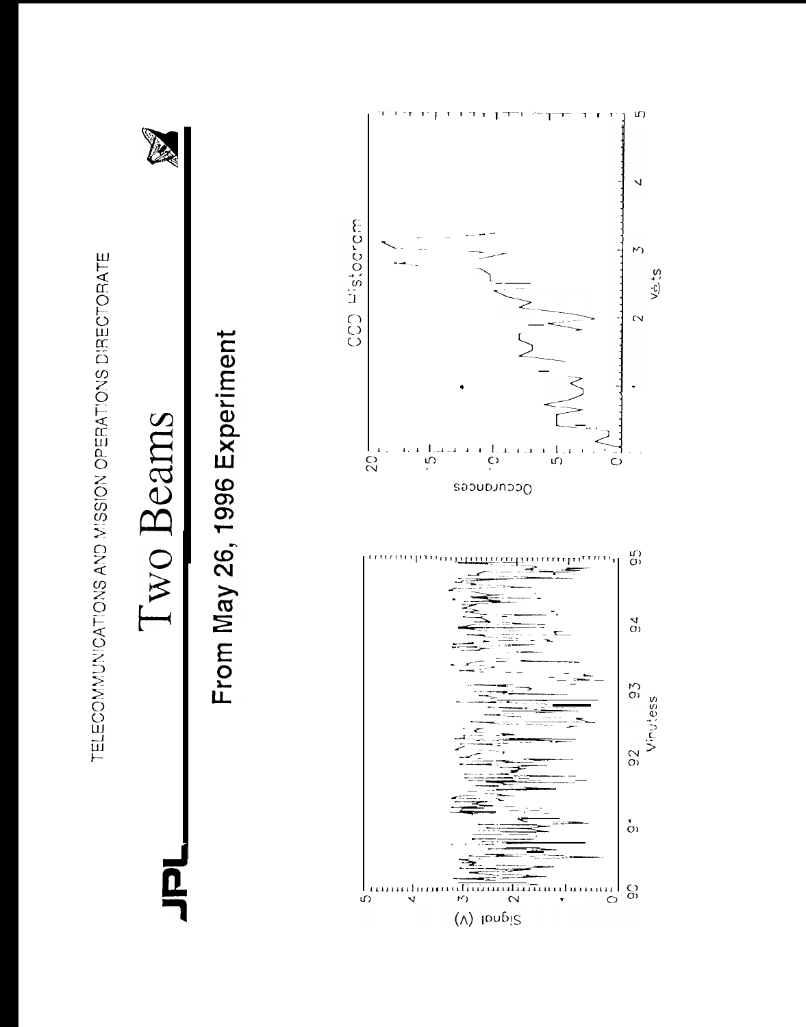TELECOMMUNICATIONS AND MISSION OPERATIONS DIRECTORATE

JPL

# Two Beams

## From May 26, 1996 Experiment

Signal (V)

5
4
3
2
1
0

90
91
92
93
94
95

Minutes

CCD Histogram

Occurances

20
15
10
5
0

1
2
3
4
5

Volts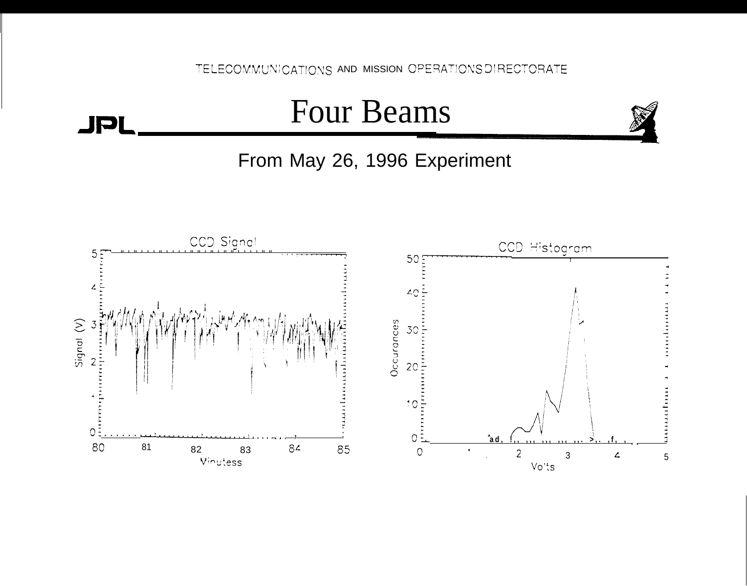TELECOMMUNICATIONS AND MISSION OPERATIONS DIRECTORATE

JPL

# Four Beams

From May 26, 1996 Experiment

CCD Signal

Signal (V)

5
4
3
2
1
0

80 81 82 83 84 85

Minutess

CCD Histogram

Occurances

50
40
30
20
10
0

0 1 2 3 4 5

Volts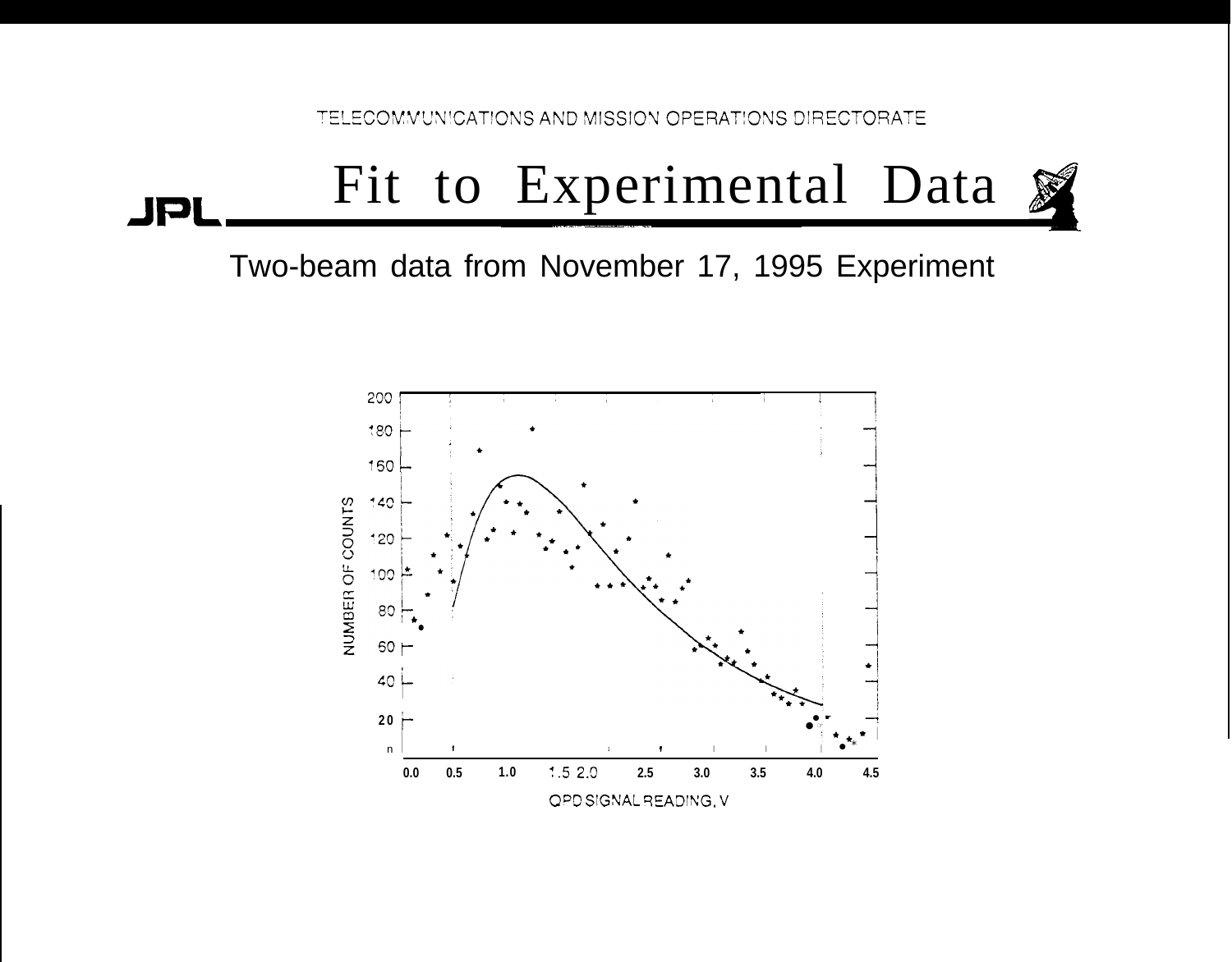# Fit to Experimental Data

Two-beam data from November 17, 1995 Experiment

NUMBER OF COUNTS

200
180
160
140
120
100
80
60
40
20
0

0.0 0.5 1.0 1.5 2.0 2.5 3.0 3.5 4.0 4.5

QPD SIGNAL READING, V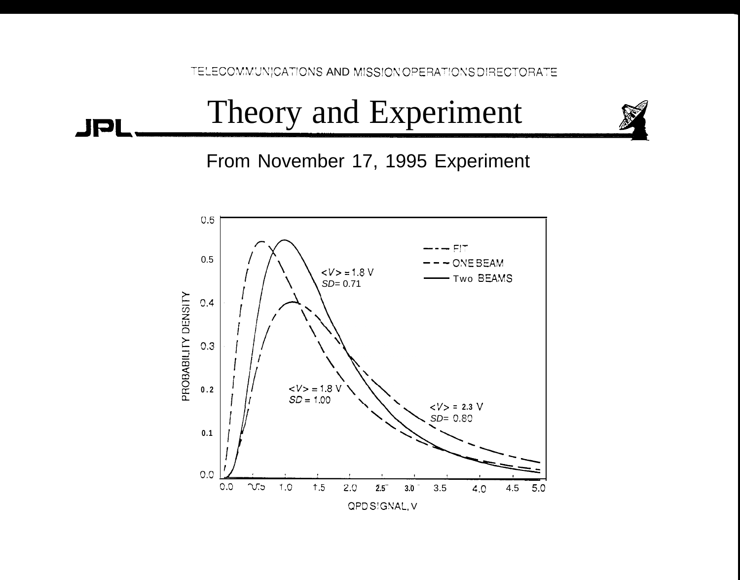TELECOMMUNICATIONS AND MISSION OPERATIONS DIRECTORATE

# Theory and Experiment

JPL

From November 17, 1995 Experiment

0.6
0.5
0.4
0.3
0.2
0.1
0.0

PROBABILITY DENSITY

FIT
ONE BEAM
Two BEAMS

<V> = 1.8 V
SD= 0.71

<V> = 1.8 V
SD = 1.00

<V> = 2.3 V
SD= 0.80

0.0 0.5 1.0 1.5 2.0 2.5 3.0 3.5 4.0 4.5 5.0

QPD SIGNAL, V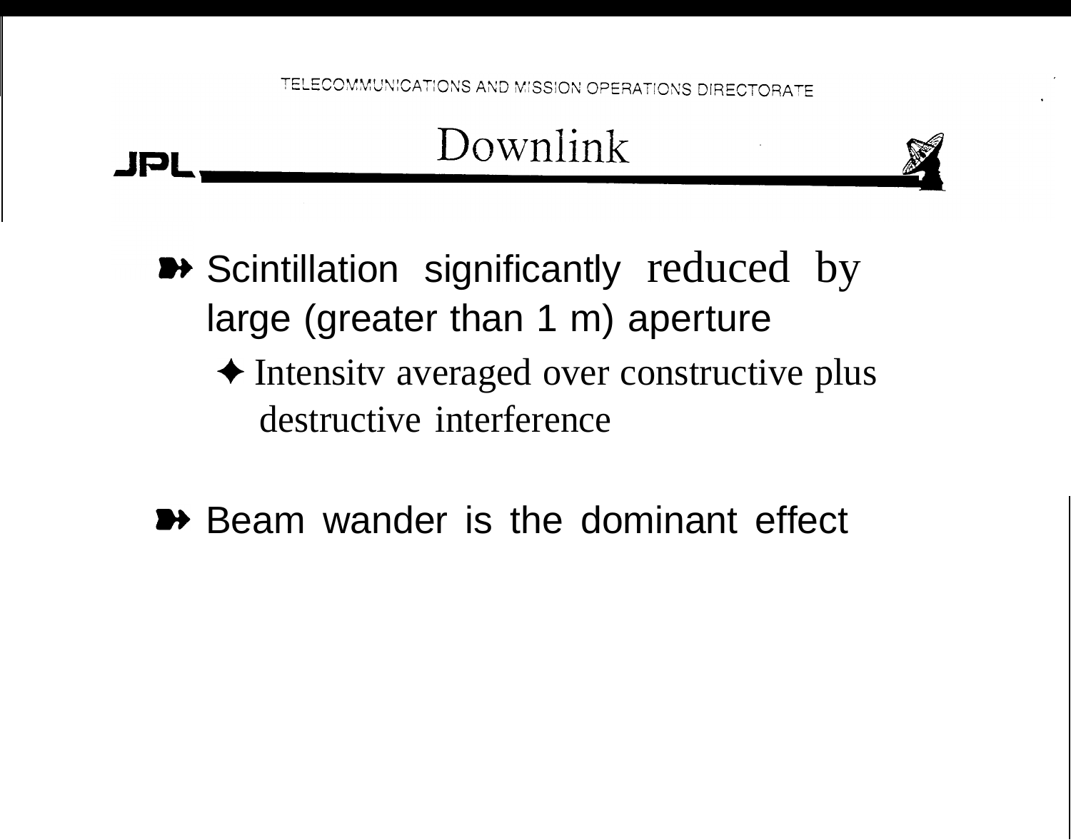# Downlink

- Scintillation significantly reduced by large (greater than 1 m) aperture
  - Intensitv averaged over constructive plus destructive interference

- Beam wander is the dominant effect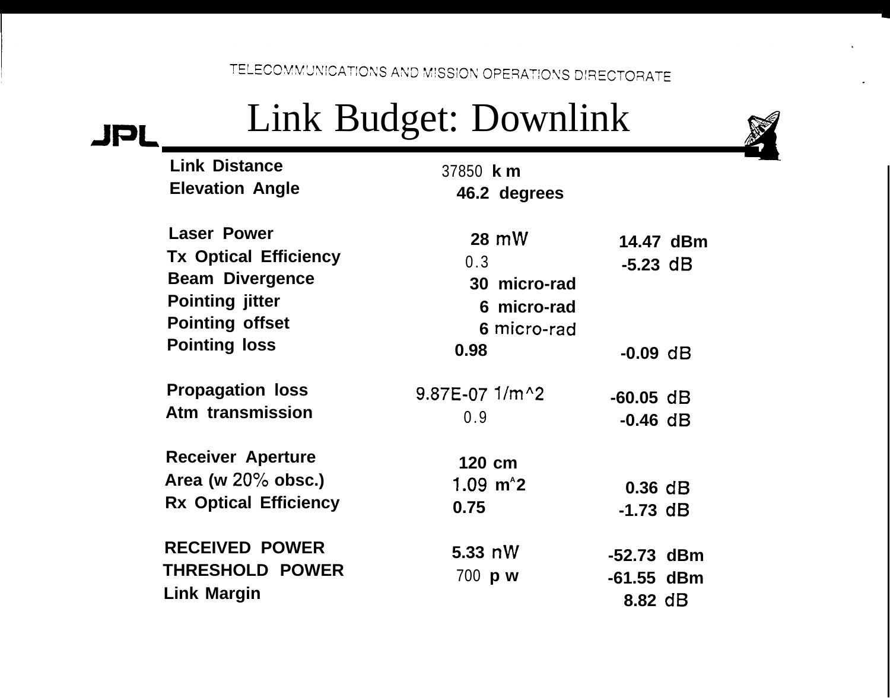TELECOMMUNICATIONS AND MISSION OPERATIONS DIRECTORATE

# Link Budget: Downlink

| | | |
|---|---|---|
| **Link Distance** | 37850 km | |
| **Elevation Angle** | 46.2 degrees | |
| | | |
| **Laser Power** | 28 mW | 14.47 dBm |
| **Tx Optical Efficiency** | 0.3 | -5.23 dB |
| **Beam Divergence** | 30 micro-rad | |
| **Pointing jitter** | 6 micro-rad | |
| **Pointing offset** | 6 micro-rad | |
| **Pointing loss** | 0.98 | -0.09 dB |
| | | |
| **Propagation loss** | 9.87E-07 1/m^2 | -60.05 dB |
| **Atm transmission** | 0.9 | -0.46 dB |
| | | |
| **Receiver Aperture** | 120 cm | |
| **Area (w 20% obsc.)** | 1.09 m^2 | 0.36 dB |
| **Rx Optical Efficiency** | 0.75 | -1.73 dB |
| | | |
| **RECEIVED POWER** | 5.33 nW | -52.73 dBm |
| **THRESHOLD POWER** | 700 pw | -61.55 dBm |
| **Link Margin** | | 8.82 dB |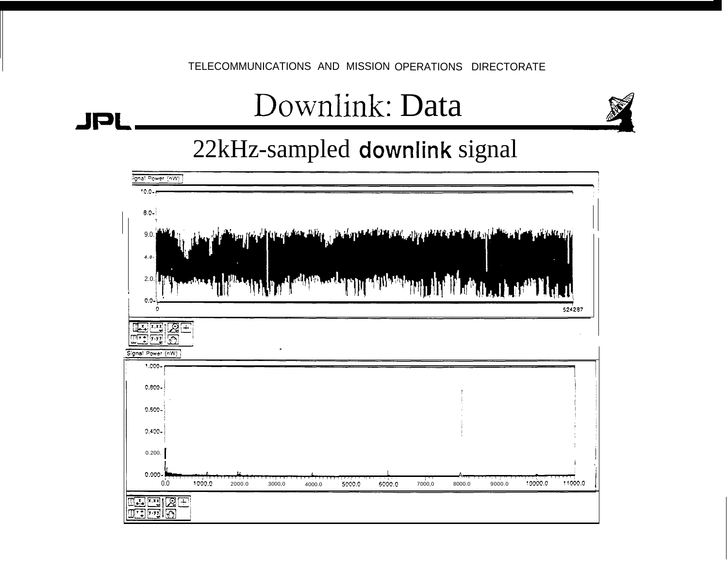TELECOMMUNICATIONS AND MISSION OPERATIONS DIRECTORATE

# Downlink: Data

## 22kHz-sampled downlink signal

Signal Power (nW)

10.0
8.0
9.0
4.0
2.0
0.0
0
524287

Signal Power (nW)

1.000
0.800
0.500
0.400
0.200
0.000
0.0
1000.0
2000.0
3000.0
4000.0
5000.0
6000.0
7000.0
8000.0
9000.0
10000.0
11000.0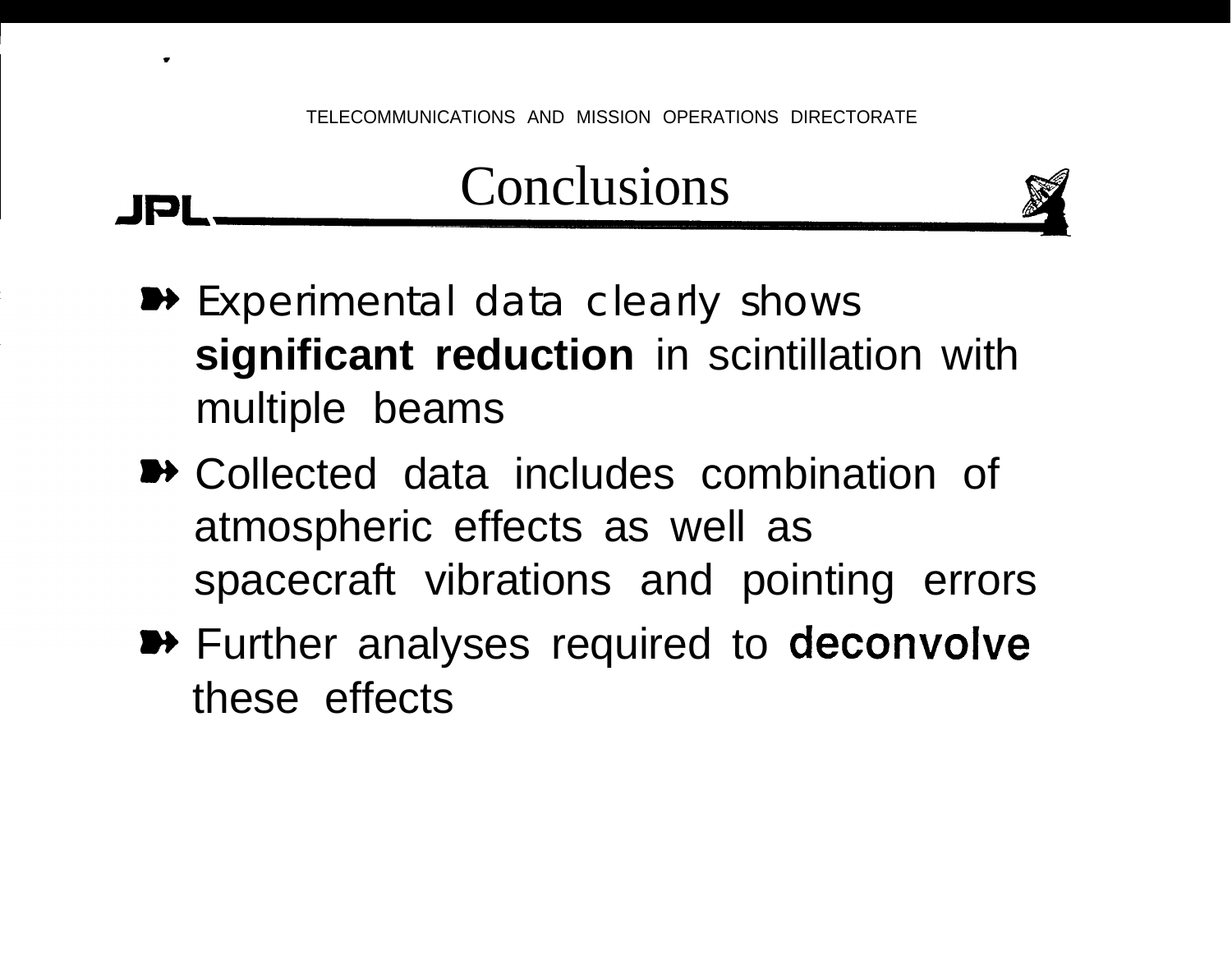# Conclusions

- Experimental data clearly shows **significant reduction** in scintillation with multiple beams
- Collected data includes combination of atmospheric effects as well as spacecraft vibrations and pointing errors
- Further analyses required to deconvolve these effects